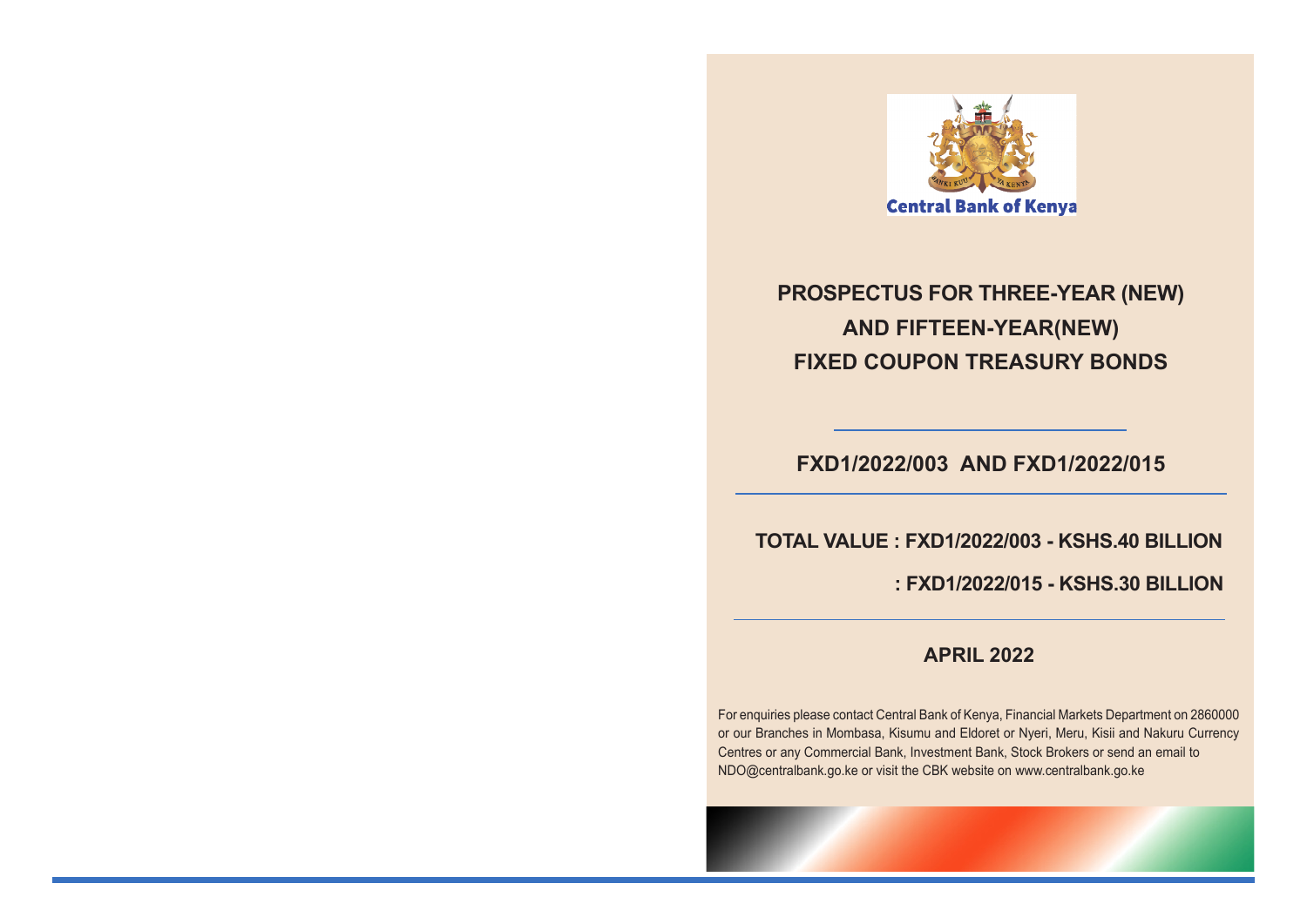Central Bank of Kenya

# PROSPECTUS FOR THREE-YEAR (NEW) AND FIFTEEN-YEAR(NEW) FIXED COUPON TREASURY BONDS

## FXD1/2022/003 AND FXD1/2022/015

**TOTAL VALUE : FXD1/2022/003 - KSHS.40 BILLION**

**: FXD1/2022/015 - KSHS.30 BILLION**

**APRIL 2022**

For enquiries please contact Central Bank of Kenya, Financial Markets Department on 2860000 or our Branches in Mombasa, Kisumu and Eldoret or Nyeri, Meru, Kisii and Nakuru Currency Centres or any Commercial Bank, Investment Bank, Stock Brokers or send an email to NDO@centralbank.go.ke or visit the CBK website on www.centralbank.go.ke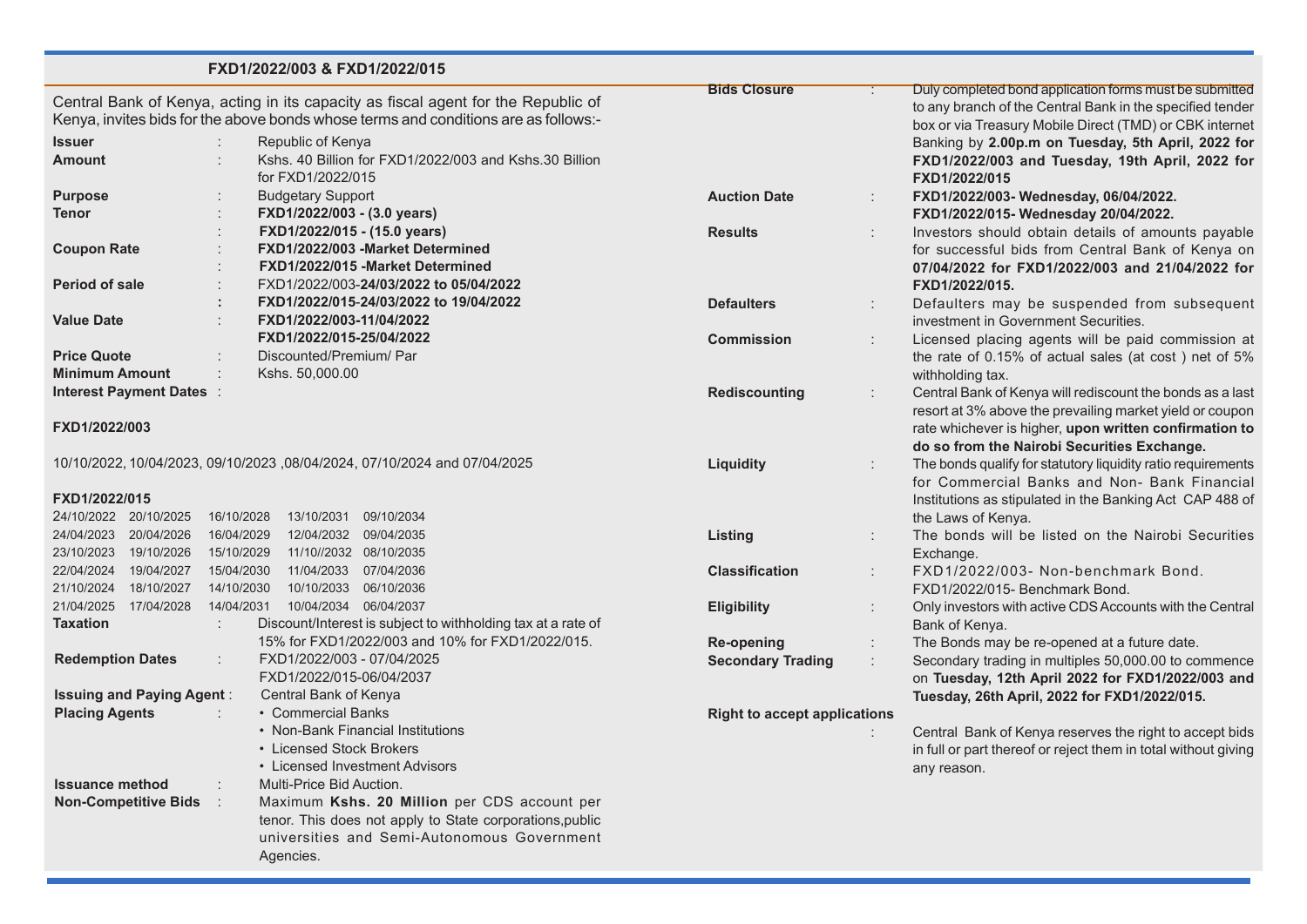## FXD1/2022/003 & FXD1/2022/015

Central Bank of Kenya, acting in its capacity as fiscal agent for the Republic of Kenya, invites bids for the above bonds whose terms and conditions are as follows:-

**Issuer** : Republic of Kenya

**Amount** : Kshs. 40 Billion for FXD1/2022/003 and Kshs.30 Billion for FXD1/2022/015

**Purpose** : Budgetary Support

**Tenor** : **FXD1/2022/003 - (3.0 years)**
: **FXD1/2022/015 - (15.0 years)**

**Coupon Rate** : **FXD1/2022/003 -Market Determined**
: **FXD1/2022/015 -Market Determined**

**Period of sale** : FXD1/2022/003-**24/03/2022 to 05/04/2022**
: **FXD1/2022/015-24/03/2022 to 19/04/2022**

**Value Date** : **FXD1/2022/003-11/04/2022**
**FXD1/2022/015-25/04/2022**

**Price Quote** : Discounted/Premium/ Par

**Minimum Amount** : Kshs. 50,000.00

**Interest Payment Dates** :

**FXD1/2022/003**

10/10/2022, 10/04/2023, 09/10/2023 ,08/04/2024, 07/10/2024 and 07/04/2025

**FXD1/2022/015**

| | | | | |
|---|---|---|---|---|
| 24/10/2022 | 20/10/2025 | 16/10/2028 | 13/10/2031 | 09/10/2034 |
| 24/04/2023 | 20/04/2026 | 16/04/2029 | 12/04/2032 | 09/04/2035 |
| 23/10/2023 | 19/10/2026 | 15/10/2029 | 11/10//2032 | 08/10/2035 |
| 22/04/2024 | 19/04/2027 | 15/04/2030 | 11/04/2033 | 07/04/2036 |
| 21/10/2024 | 18/10/2027 | 14/10/2030 | 10/10/2033 | 06/10/2036 |
| 21/04/2025 | 17/04/2028 | 14/04/2031 | 10/04/2034 | 06/04/2037 |

**Taxation** : Discount/Interest is subject to withholding tax at a rate of 15% for FXD1/2022/003 and 10% for FXD1/2022/015.

**Redemption Dates** : FXD1/2022/003 - 07/04/2025
FXD1/2022/015-06/04/2037

**Issuing and Paying Agent** : Central Bank of Kenya

**Placing Agents** :
- Commercial Banks
- Non-Bank Financial Institutions
- Licensed Stock Brokers
- Licensed Investment Advisors

**Issuance method** : Multi-Price Bid Auction.

**Non-Competitive Bids** : Maximum **Kshs. 20 Million** per CDS account per tenor. This does not apply to State corporations,public universities and Semi-Autonomous Government Agencies.

**Bids Closure** : Duly completed bond application forms must be submitted to any branch of the Central Bank in the specified tender box or via Treasury Mobile Direct (TMD) or CBK internet Banking by **2.00p.m on Tuesday, 5th April, 2022 for FXD1/2022/003 and Tuesday, 19th April, 2022 for FXD1/2022/015**

**Auction Date** : **FXD1/2022/003- Wednesday, 06/04/2022.**
**FXD1/2022/015- Wednesday 20/04/2022.**

**Results** : Investors should obtain details of amounts payable for successful bids from Central Bank of Kenya on **07/04/2022 for FXD1/2022/003 and 21/04/2022 for FXD1/2022/015.**

**Defaulters** : Defaulters may be suspended from subsequent investment in Government Securities.

**Commission** : Licensed placing agents will be paid commission at the rate of 0.15% of actual sales (at cost ) net of 5% withholding tax.

**Rediscounting** : Central Bank of Kenya will rediscount the bonds as a last resort at 3% above the prevailing market yield or coupon rate whichever is higher, **upon written confirmation to do so from the Nairobi Securities Exchange.**

**Liquidity** : The bonds qualify for statutory liquidity ratio requirements for Commercial Banks and Non- Bank Financial Institutions as stipulated in the Banking Act CAP 488 of the Laws of Kenya.

**Listing** : The bonds will be listed on the Nairobi Securities Exchange.

**Classification** : FXD1/2022/003- Non-benchmark Bond.
FXD1/2022/015- Benchmark Bond.

**Eligibility** : Only investors with active CDS Accounts with the Central Bank of Kenya.

**Re-opening** : The Bonds may be re-opened at a future date.

**Secondary Trading** : Secondary trading in multiples 50,000.00 to commence on **Tuesday, 12th April 2022 for FXD1/2022/003 and Tuesday, 26th April, 2022 for FXD1/2022/015.**

**Right to accept applications** : Central Bank of Kenya reserves the right to accept bids in full or part thereof or reject them in total without giving any reason.